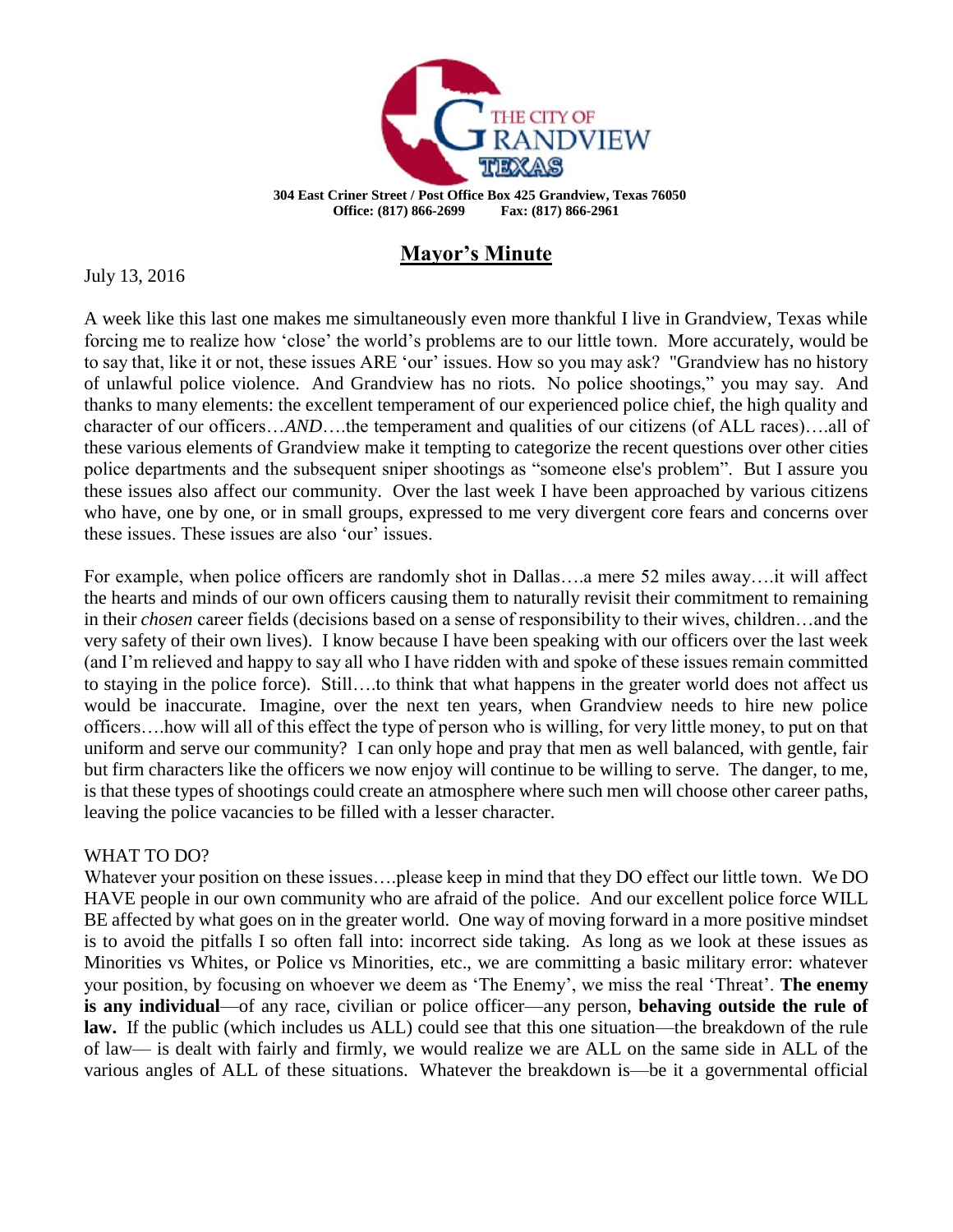THE CITY OF GRANDVIEW TEXAS

**304 East Criner Street / Post Office Box 425 Grandview, Texas 76050**
**Office: (817) 866-2699 Fax: (817) 866-2961**

# Mayor's Minute

July 13, 2016

A week like this last one makes me simultaneously even more thankful I live in Grandview, Texas while forcing me to realize how 'close' the world's problems are to our little town. More accurately, would be to say that, like it or not, these issues ARE 'our' issues. How so you may ask? "Grandview has no history of unlawful police violence. And Grandview has no riots. No police shootings," you may say. And thanks to many elements: the excellent temperament of our experienced police chief, the high quality and character of our officers…*AND*….the temperament and qualities of our citizens (of ALL races)….all of these various elements of Grandview make it tempting to categorize the recent questions over other cities police departments and the subsequent sniper shootings as "someone else's problem". But I assure you these issues also affect our community. Over the last week I have been approached by various citizens who have, one by one, or in small groups, expressed to me very divergent core fears and concerns over these issues. These issues are also 'our' issues.

For example, when police officers are randomly shot in Dallas….a mere 52 miles away….it will affect the hearts and minds of our own officers causing them to naturally revisit their commitment to remaining in their *chosen* career fields (decisions based on a sense of responsibility to their wives, children…and the very safety of their own lives). I know because I have been speaking with our officers over the last week (and I'm relieved and happy to say all who I have ridden with and spoke of these issues remain committed to staying in the police force). Still….to think that what happens in the greater world does not affect us would be inaccurate. Imagine, over the next ten years, when Grandview needs to hire new police officers….how will all of this effect the type of person who is willing, for very little money, to put on that uniform and serve our community? I can only hope and pray that men as well balanced, with gentle, fair but firm characters like the officers we now enjoy will continue to be willing to serve. The danger, to me, is that these types of shootings could create an atmosphere where such men will choose other career paths, leaving the police vacancies to be filled with a lesser character.

WHAT TO DO?

Whatever your position on these issues….please keep in mind that they DO effect our little town. We DO HAVE people in our own community who are afraid of the police. And our excellent police force WILL BE affected by what goes on in the greater world. One way of moving forward in a more positive mindset is to avoid the pitfalls I so often fall into: incorrect side taking. As long as we look at these issues as Minorities vs Whites, or Police vs Minorities, etc., we are committing a basic military error: whatever your position, by focusing on whoever we deem as 'The Enemy', we miss the real 'Threat'. **The enemy is any individual**—of any race, civilian or police officer—any person, **behaving outside the rule of law.** If the public (which includes us ALL) could see that this one situation—the breakdown of the rule of law— is dealt with fairly and firmly, we would realize we are ALL on the same side in ALL of the various angles of ALL of these situations. Whatever the breakdown is—be it a governmental official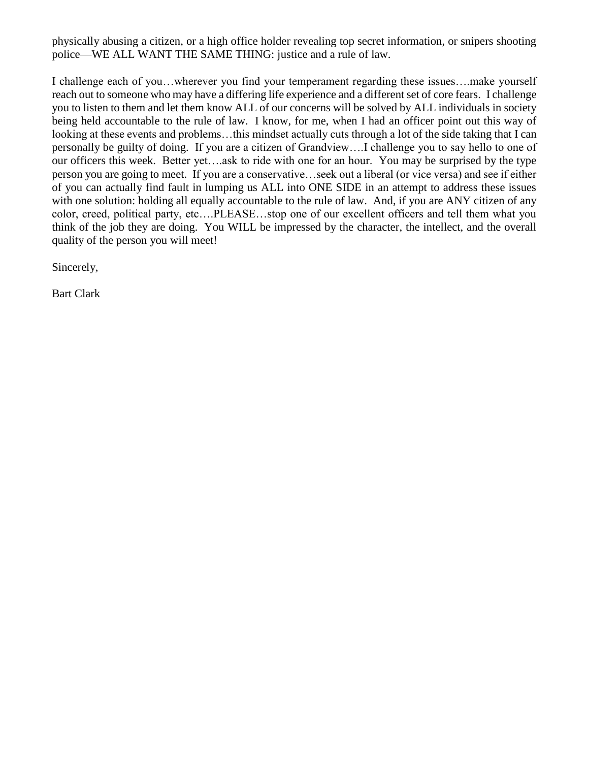physically abusing a citizen, or a high office holder revealing top secret information, or snipers shooting police—WE ALL WANT THE SAME THING: justice and a rule of law.

I challenge each of you…wherever you find your temperament regarding these issues….make yourself reach out to someone who may have a differing life experience and a different set of core fears. I challenge you to listen to them and let them know ALL of our concerns will be solved by ALL individuals in society being held accountable to the rule of law. I know, for me, when I had an officer point out this way of looking at these events and problems…this mindset actually cuts through a lot of the side taking that I can personally be guilty of doing. If you are a citizen of Grandview….I challenge you to say hello to one of our officers this week. Better yet….ask to ride with one for an hour. You may be surprised by the type person you are going to meet. If you are a conservative…seek out a liberal (or vice versa) and see if either of you can actually find fault in lumping us ALL into ONE SIDE in an attempt to address these issues with one solution: holding all equally accountable to the rule of law. And, if you are ANY citizen of any color, creed, political party, etc….PLEASE…stop one of our excellent officers and tell them what you think of the job they are doing. You WILL be impressed by the character, the intellect, and the overall quality of the person you will meet!

Sincerely,

Bart Clark